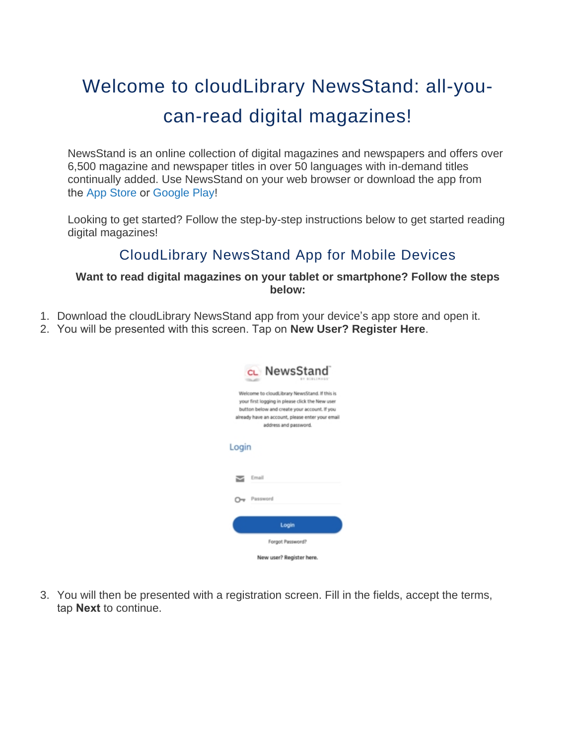# Welcome to cloudLibrary NewsStand: all-you-can-read digital magazines!

NewsStand is an online collection of digital magazines and newspapers and offers over 6,500 magazine and newspaper titles in over 50 languages with in-demand titles continually added. Use NewsStand on your web browser or download the app from the App Store or Google Play!

Looking to get started? Follow the step-by-step instructions below to get started reading digital magazines!

## CloudLibrary NewsStand App for Mobile Devices

**Want to read digital magazines on your tablet or smartphone? Follow the steps below:**

1. Download the cloudLibrary NewsStand app from your device's app store and open it.
2. You will be presented with this screen. Tap on **New User? Register Here**.
3. You will then be presented with a registration screen. Fill in the fields, accept the terms, tap **Next** to continue.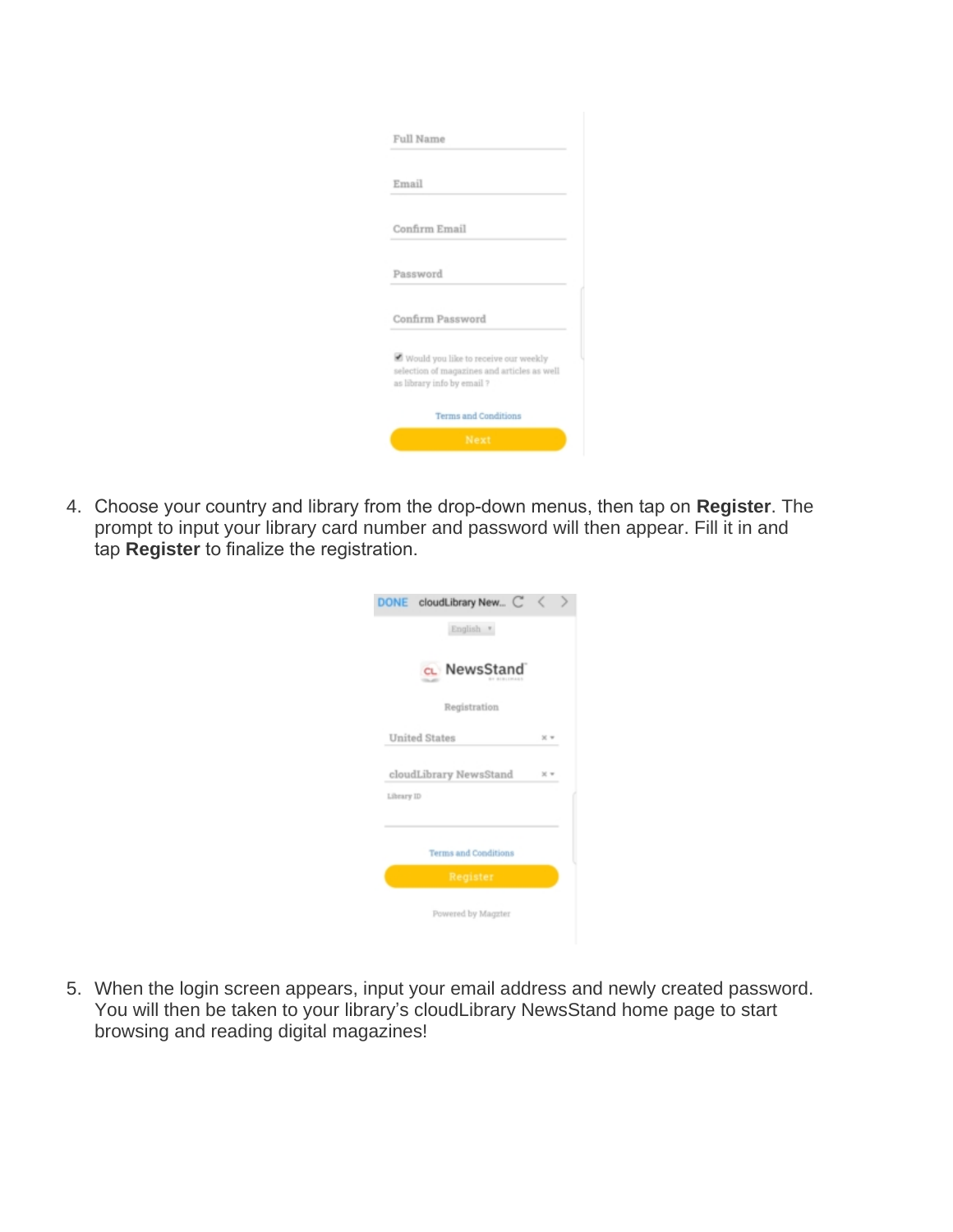4. Choose your country and library from the drop-down menus, then tap on **Register**. The prompt to input your library card number and password will then appear. Fill it in and tap **Register** to finalize the registration.

5. When the login screen appears, input your email address and newly created password. You will then be taken to your library's cloudLibrary NewsStand home page to start browsing and reading digital magazines!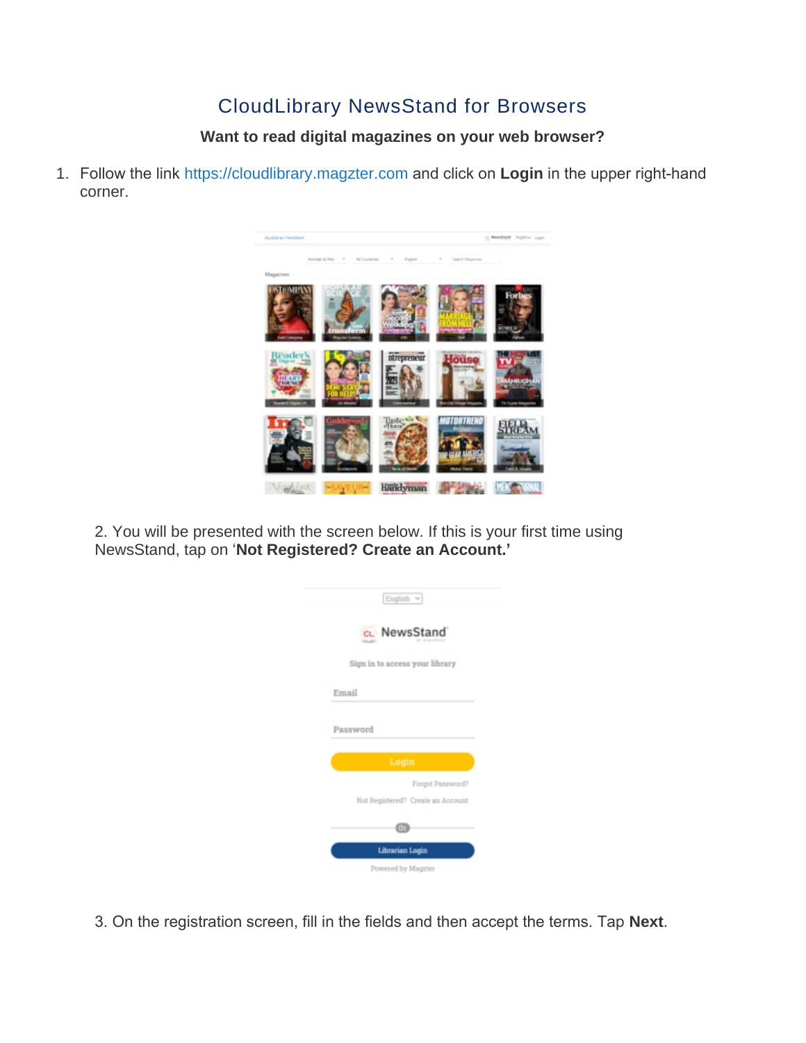# CloudLibrary NewsStand for Browsers

**Want to read digital magazines on your web browser?**

1. Follow the link https://cloudlibrary.magzter.com and click on **Login** in the upper right-hand corner.

2. You will be presented with the screen below. If this is your first time using NewsStand, tap on '**Not Registered? Create an Account.'**

3. On the registration screen, fill in the fields and then accept the terms. Tap **Next**.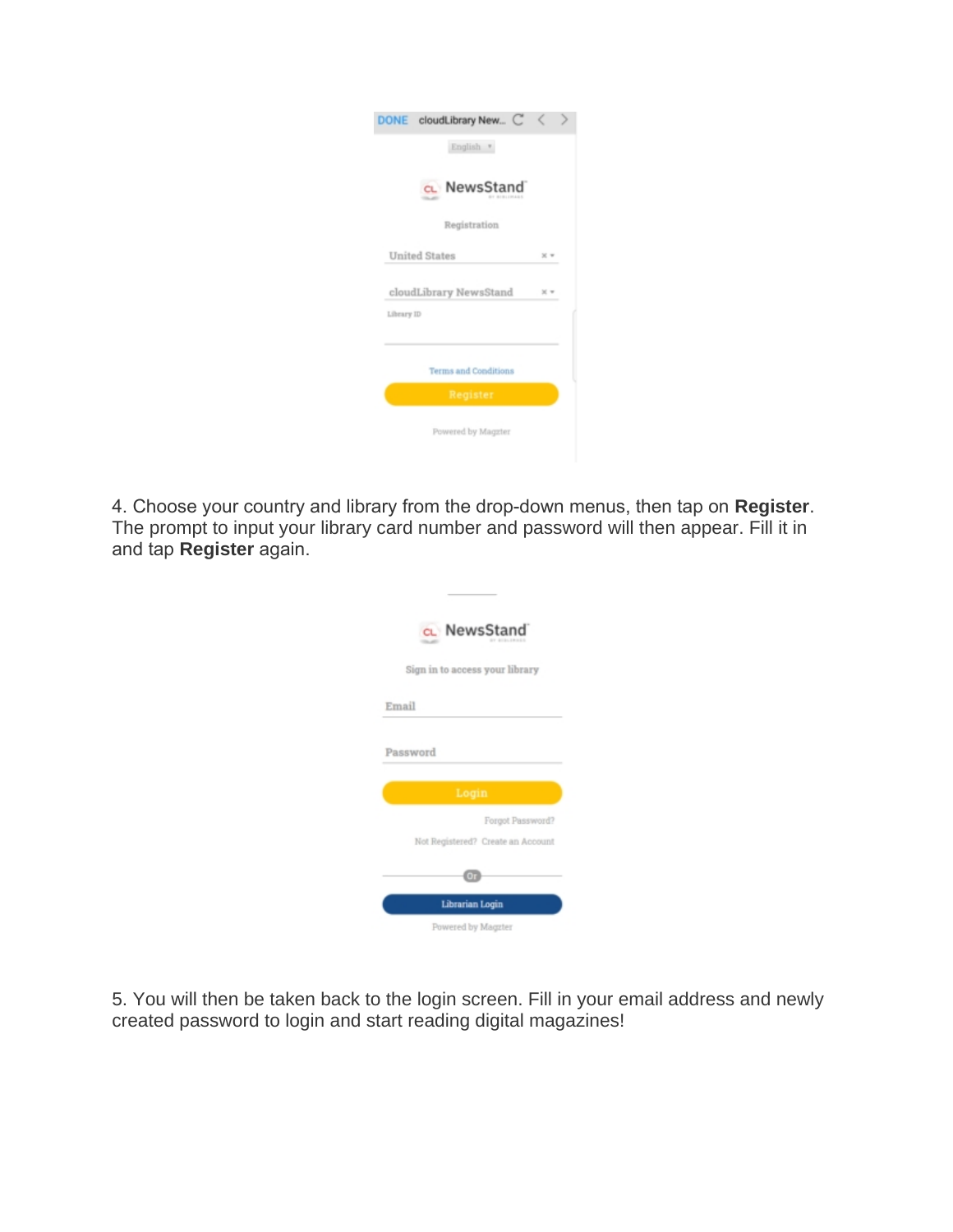4. Choose your country and library from the drop-down menus, then tap on **Register**. The prompt to input your library card number and password will then appear. Fill it in and tap **Register** again.

5. You will then be taken back to the login screen. Fill in your email address and newly created password to login and start reading digital magazines!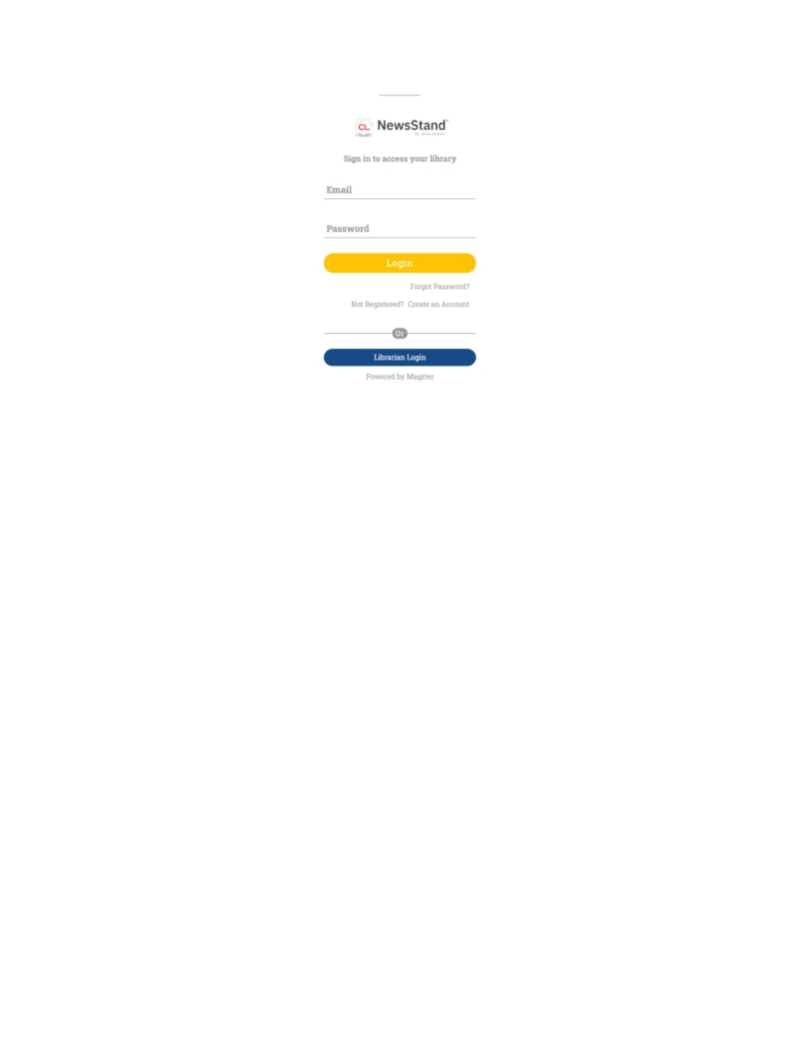NewsStand

Sign in to access your library

Email

Password

Login

Forgot Password?

Not Registered? Create an Account

Or

Librarian Login

Powered by Magzter